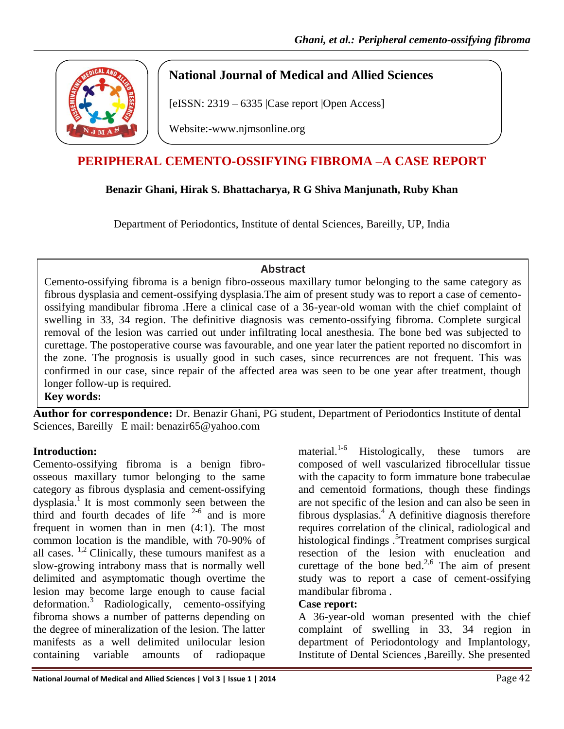**National Journal of Medical and Allied Sciences**

[eISSN: 2319 – 6335 |Case report |Open Access]

Website:-www.njmsonline.org

# PERIPHERAL CEMENTO-OSSIFYING FIBROMA –A CASE REPORT

**Benazir Ghani, Hirak S. Bhattacharya, R G Shiva Manjunath, Ruby Khan**

Department of Periodontics, Institute of dental Sciences, Bareilly, UP, India

## Abstract

Cemento-ossifying fibroma is a benign fibro-osseous maxillary tumor belonging to the same category as fibrous dysplasia and cement-ossifying dysplasia.The aim of present study was to report a case of cemento-ossifying mandibular fibroma .Here a clinical case of a 36-year-old woman with the chief complaint of swelling in 33, 34 region. The definitive diagnosis was cemento-ossifying fibroma. Complete surgical removal of the lesion was carried out under infiltrating local anesthesia. The bone bed was subjected to curettage. The postoperative course was favourable, and one year later the patient reported no discomfort in the zone. The prognosis is usually good in such cases, since recurrences are not frequent. This was confirmed in our case, since repair of the affected area was seen to be one year after treatment, though longer follow-up is required.

**Key words:**

**Author for correspondence:** Dr. Benazir Ghani, PG student, Department of Periodontics Institute of dental Sciences, Bareilly E mail: benazir65@yahoo.com

**Introduction:**

Cemento-ossifying fibroma is a benign fibro-osseous maxillary tumor belonging to the same category as fibrous dysplasia and cement-ossifying dysplasia.[1] It is most commonly seen between the third and fourth decades of life [2-6] and is more frequent in women than in men (4:1). The most common location is the mandible, with 70-90% of all cases. [1,2] Clinically, these tumours manifest as a slow-growing intrabony mass that is normally well delimited and asymptomatic though overtime the lesion may become large enough to cause facial deformation.[3] Radiologically, cemento-ossifying fibroma shows a number of patterns depending on the degree of mineralization of the lesion. The latter manifests as a well delimited unilocular lesion containing variable amounts of radiopaque material.[1-6] Histologically, these tumors are composed of well vascularized fibrocellular tissue with the capacity to form immature bone trabeculae and cementoid formations, though these findings are not specific of the lesion and can also be seen in fibrous dysplasias.[4] A definitive diagnosis therefore requires correlation of the clinical, radiological and histological findings .[5]Treatment comprises surgical resection of the lesion with enucleation and curettage of the bone bed.[2,6] The aim of present study was to report a case of cement-ossifying mandibular fibroma .

**Case report:**

A 36-year-old woman presented with the chief complaint of swelling in 33, 34 region in department of Periodontology and Implantology, Institute of Dental Sciences ,Bareilly. She presented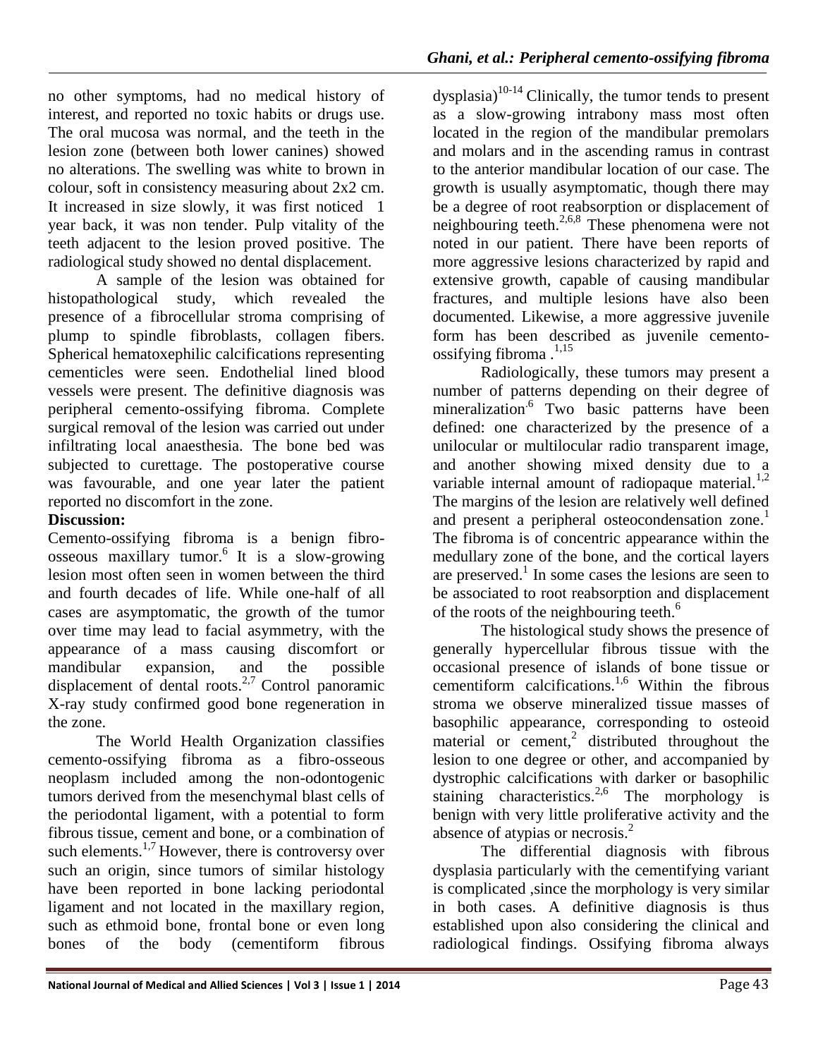no other symptoms, had no medical history of interest, and reported no toxic habits or drugs use. The oral mucosa was normal, and the teeth in the lesion zone (between both lower canines) showed no alterations. The swelling was white to brown in colour, soft in consistency measuring about 2x2 cm. It increased in size slowly, it was first noticed 1 year back, it was non tender. Pulp vitality of the teeth adjacent to the lesion proved positive. The radiological study showed no dental displacement.

A sample of the lesion was obtained for histopathological study, which revealed the presence of a fibrocellular stroma comprising of plump to spindle fibroblasts, collagen fibers. Spherical hematoxephilic calcifications representing cementicles were seen. Endothelial lined blood vessels were present. The definitive diagnosis was peripheral cemento-ossifying fibroma. Complete surgical removal of the lesion was carried out under infiltrating local anaesthesia. The bone bed was subjected to curettage. The postoperative course was favourable, and one year later the patient reported no discomfort in the zone.

**Discussion:**

Cemento-ossifying fibroma is a benign fibro-osseous maxillary tumor.[6] It is a slow-growing lesion most often seen in women between the third and fourth decades of life. While one-half of all cases are asymptomatic, the growth of the tumor over time may lead to facial asymmetry, with the appearance of a mass causing discomfort or mandibular expansion, and the possible displacement of dental roots.[2,7] Control panoramic X-ray study confirmed good bone regeneration in the zone.

The World Health Organization classifies cemento-ossifying fibroma as a fibro-osseous neoplasm included among the non-odontogenic tumors derived from the mesenchymal blast cells of the periodontal ligament, with a potential to form fibrous tissue, cement and bone, or a combination of such elements.[1,7] However, there is controversy over such an origin, since tumors of similar histology have been reported in bone lacking periodontal ligament and not located in the maxillary region, such as ethmoid bone, frontal bone or even long bones of the body (cementiform fibrous dysplasia)[10-14] Clinically, the tumor tends to present as a slow-growing intrabony mass most often located in the region of the mandibular premolars and molars and in the ascending ramus in contrast to the anterior mandibular location of our case. The growth is usually asymptomatic, though there may be a degree of root reabsorption or displacement of neighbouring teeth.[2,6,8] These phenomena were not noted in our patient. There have been reports of more aggressive lesions characterized by rapid and extensive growth, capable of causing mandibular fractures, and multiple lesions have also been documented. Likewise, a more aggressive juvenile form has been described as juvenile cemento-ossifying fibroma .[1,15]

Radiologically, these tumors may present a number of patterns depending on their degree of mineralization.[6] Two basic patterns have been defined: one characterized by the presence of a unilocular or multilocular radio transparent image, and another showing mixed density due to a variable internal amount of radiopaque material.[1,2] The margins of the lesion are relatively well defined and present a peripheral osteocondensation zone.[1] The fibroma is of concentric appearance within the medullary zone of the bone, and the cortical layers are preserved.[1] In some cases the lesions are seen to be associated to root reabsorption and displacement of the roots of the neighbouring teeth.[6]

The histological study shows the presence of generally hypercellular fibrous tissue with the occasional presence of islands of bone tissue or cementiform calcifications.[1,6] Within the fibrous stroma we observe mineralized tissue masses of basophilic appearance, corresponding to osteoid material or cement,[2] distributed throughout the lesion to one degree or other, and accompanied by dystrophic calcifications with darker or basophilic staining characteristics.[2,6] The morphology is benign with very little proliferative activity and the absence of atypias or necrosis.[2]

The differential diagnosis with fibrous dysplasia particularly with the cementifying variant is complicated ,since the morphology is very similar in both cases. A definitive diagnosis is thus established upon also considering the clinical and radiological findings. Ossifying fibroma always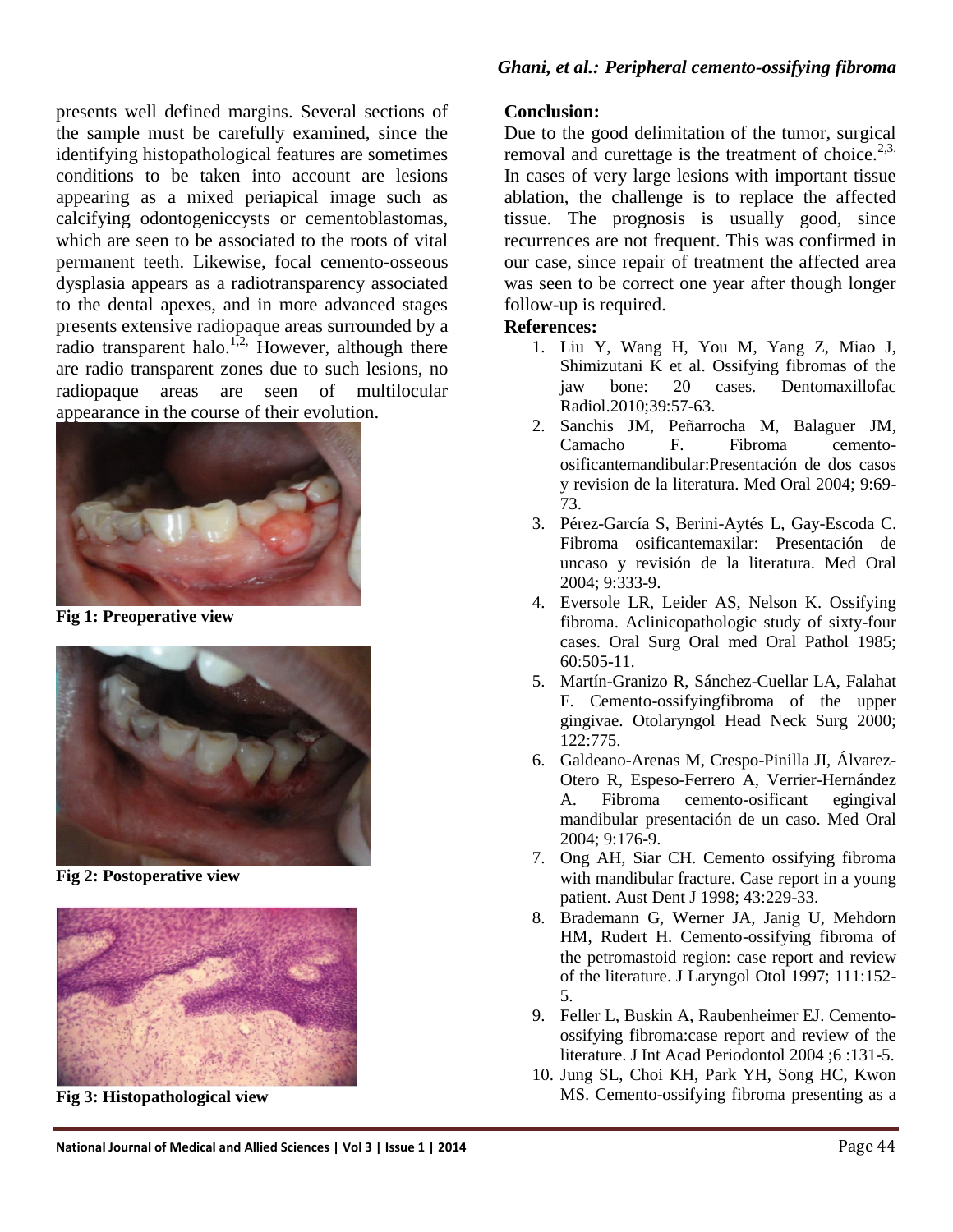presents well defined margins. Several sections of the sample must be carefully examined, since the identifying histopathological features are sometimes conditions to be taken into account are lesions appearing as a mixed periapical image such as calcifying odontogeniccysts or cementoblastomas, which are seen to be associated to the roots of vital permanent teeth. Likewise, focal cemento-osseous dysplasia appears as a radiotransparency associated to the dental apexes, and in more advanced stages presents extensive radiopaque areas surrounded by a radio transparent halo.[1,2,] However, although there are radio transparent zones due to such lesions, no radiopaque areas are seen of multilocular appearance in the course of their evolution.

**Fig 1: Preoperative view**

**Fig 2: Postoperative view**

**Fig 3: Histopathological view**

**Conclusion:**

Due to the good delimitation of the tumor, surgical removal and curettage is the treatment of choice.[2,3.] In cases of very large lesions with important tissue ablation, the challenge is to replace the affected tissue. The prognosis is usually good, since recurrences are not frequent. This was confirmed in our case, since repair of treatment the affected area was seen to be correct one year after though longer follow-up is required.

**References:**

1. Liu Y, Wang H, You M, Yang Z, Miao J, Shimizutani K et al. Ossifying fibromas of the jaw bone: 20 cases. Dentomaxillofac Radiol.2010;39:57-63.
2. Sanchis JM, Peñarrocha M, Balaguer JM, Camacho F. Fibroma cemento-osificantemandibular:Presentación de dos casos y revision de la literatura. Med Oral 2004; 9:69-73.
3. Pérez-García S, Berini-Aytés L, Gay-Escoda C. Fibroma osificantemaxilar: Presentación de uncaso y revisión de la literatura. Med Oral 2004; 9:333-9.
4. Eversole LR, Leider AS, Nelson K. Ossifying fibroma. Aclinicopathologic study of sixty-four cases. Oral Surg Oral med Oral Pathol 1985; 60:505-11.
5. Martín-Granizo R, Sánchez-Cuellar LA, Falahat F. Cemento-ossifyingfibroma of the upper gingivae. Otolaryngol Head Neck Surg 2000; 122:775.
6. Galdeano-Arenas M, Crespo-Pinilla JI, Álvarez-Otero R, Espeso-Ferrero A, Verrier-Hernández A. Fibroma cemento-osificant egingival mandibular presentación de un caso. Med Oral 2004; 9:176-9.
7. Ong AH, Siar CH. Cemento ossifying fibroma with mandibular fracture. Case report in a young patient. Aust Dent J 1998; 43:229-33.
8. Brademann G, Werner JA, Janig U, Mehdorn HM, Rudert H. Cemento-ossifying fibroma of the petromastoid region: case report and review of the literature. J Laryngol Otol 1997; 111:152-5.
9. Feller L, Buskin A, Raubenheimer EJ. Cemento-ossifying fibroma:case report and review of the literature. J Int Acad Periodontol 2004 ;6 :131-5.
10. Jung SL, Choi KH, Park YH, Song HC, Kwon MS. Cemento-ossifying fibroma presenting as a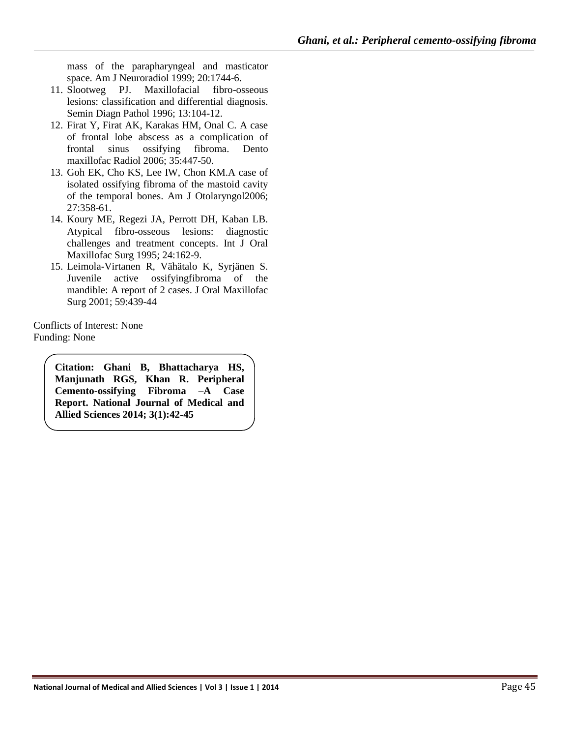mass of the parapharyngeal and masticator space. Am J Neuroradiol 1999; 20:1744-6.

11. Slootweg PJ. Maxillofacial fibro-osseous lesions: classification and differential diagnosis. Semin Diagn Pathol 1996; 13:104-12.
12. Firat Y, Firat AK, Karakas HM, Onal C. A case of frontal lobe abscess as a complication of frontal sinus ossifying fibroma. Dento maxillofac Radiol 2006; 35:447-50.
13. Goh EK, Cho KS, Lee IW, Chon KM.A case of isolated ossifying fibroma of the mastoid cavity of the temporal bones. Am J Otolaryngol2006; 27:358-61.
14. Koury ME, Regezi JA, Perrott DH, Kaban LB. Atypical fibro-osseous lesions: diagnostic challenges and treatment concepts. Int J Oral Maxillofac Surg 1995; 24:162-9.
15. Leimola-Virtanen R, Vähätalo K, Syrjänen S. Juvenile active ossifyingfibroma of the mandible: A report of 2 cases. J Oral Maxillofac Surg 2001; 59:439-44

Conflicts of Interest: None
Funding: None

**Citation: Ghani B, Bhattacharya HS, Manjunath RGS, Khan R. Peripheral Cemento-ossifying Fibroma –A Case Report. National Journal of Medical and Allied Sciences 2014; 3(1):42-45**